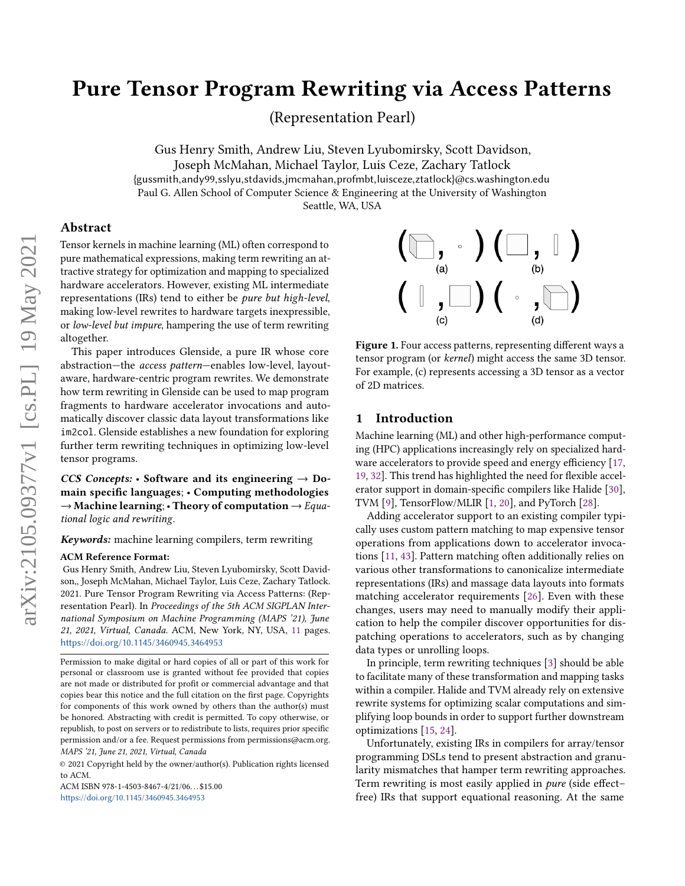# Pure Tensor Program Rewriting via Access Patterns

(Representation Pearl)

Gus Henry Smith, Andrew Liu, Steven Lyubomirsky, Scott Davidson, Joseph McMahan, Michael Taylor, Luis Ceze, Zachary Tatlock

{gussmith,andy99,sslyu,stdavids,jmcmahan,profmbt,luisceze,ztatlock}@cs.washington.edu

Paul G. Allen School of Computer Science & Engineering at the University of Washington

Seattle, WA, USA

## Abstract

Tensor kernels in machine learning (ML) often correspond to pure mathematical expressions, making term rewriting an attractive strategy for optimization and mapping to specialized hardware accelerators. However, existing ML intermediate representations (IRs) tend to either be *pure but high-level*, making low-level rewrites to hardware targets inexpressible, or *low-level but impure*, hampering the use of term rewriting altogether.

This paper introduces Glenside, a pure IR whose core abstraction—the *access pattern*—enables low-level, layout-aware, hardware-centric program rewrites. We demonstrate how term rewriting in Glenside can be used to map program fragments to hardware accelerator invocations and automatically discover classic data layout transformations like `im2col`. Glenside establishes a new foundation for exploring further term rewriting techniques in optimizing low-level tensor programs.

***CCS Concepts:*** • **Software and its engineering** → **Domain specific languages**; • **Computing methodologies** → **Machine learning**; • **Theory of computation** → *Equational logic and rewriting*.

***Keywords:*** machine learning compilers, term rewriting

**ACM Reference Format:**

Gus Henry Smith, Andrew Liu, Steven Lyubomirsky, Scott Davidson,, Joseph McMahan, Michael Taylor, Luis Ceze, Zachary Tatlock. 2021. Pure Tensor Program Rewriting via Access Patterns: (Representation Pearl). In *Proceedings of the 5th ACM SIGPLAN International Symposium on Machine Programming (MAPS '21), June 21, 2021, Virtual, Canada.* ACM, New York, NY, USA, 11 pages. https://doi.org/10.1145/3460945.3464953

Permission to make digital or hard copies of all or part of this work for personal or classroom use is granted without fee provided that copies are not made or distributed for profit or commercial advantage and that copies bear this notice and the full citation on the first page. Copyrights for components of this work owned by others than the author(s) must be honored. Abstracting with credit is permitted. To copy otherwise, or republish, to post on servers or to redistribute to lists, requires prior specific permission and/or a fee. Request permissions from permissions@acm.org.
*MAPS '21, June 21, 2021, Virtual, Canada*

© 2021 Copyright held by the owner/author(s). Publication rights licensed to ACM.

ACM ISBN 978-1-4503-8467-4/21/06...$15.00

https://doi.org/10.1145/3460945.3464953

**Figure 1.** Four access patterns, representing different ways a tensor program (or *kernel*) might access the same 3D tensor. For example, (c) represents accessing a 3D tensor as a vector of 2D matrices.

## 1 Introduction

Machine learning (ML) and other high-performance computing (HPC) applications increasingly rely on specialized hardware accelerators to provide speed and energy efficiency [17, 19, 32]. This trend has highlighted the need for flexible accelerator support in domain-specific compilers like Halide [30], TVM [9], TensorFlow/MLIR [1, 20], and PyTorch [28].

Adding accelerator support to an existing compiler typically uses custom pattern matching to map expensive tensor operations from applications down to accelerator invocations [11, 43]. Pattern matching often additionally relies on various other transformations to canonicalize intermediate representations (IRs) and massage data layouts into formats matching accelerator requirements [26]. Even with these changes, users may need to manually modify their application to help the compiler discover opportunities for dispatching operations to accelerators, such as by changing data types or unrolling loops.

In principle, term rewriting techniques [3] should be able to facilitate many of these transformation and mapping tasks within a compiler. Halide and TVM already rely on extensive rewrite systems for optimizing scalar computations and simplifying loop bounds in order to support further downstream optimizations [15, 24].

Unfortunately, existing IRs in compilers for array/tensor programming DSLs tend to present abstraction and granularity mismatches that hamper term rewriting approaches. Term rewriting is most easily applied in *pure* (side effect–free) IRs that support equational reasoning. At the same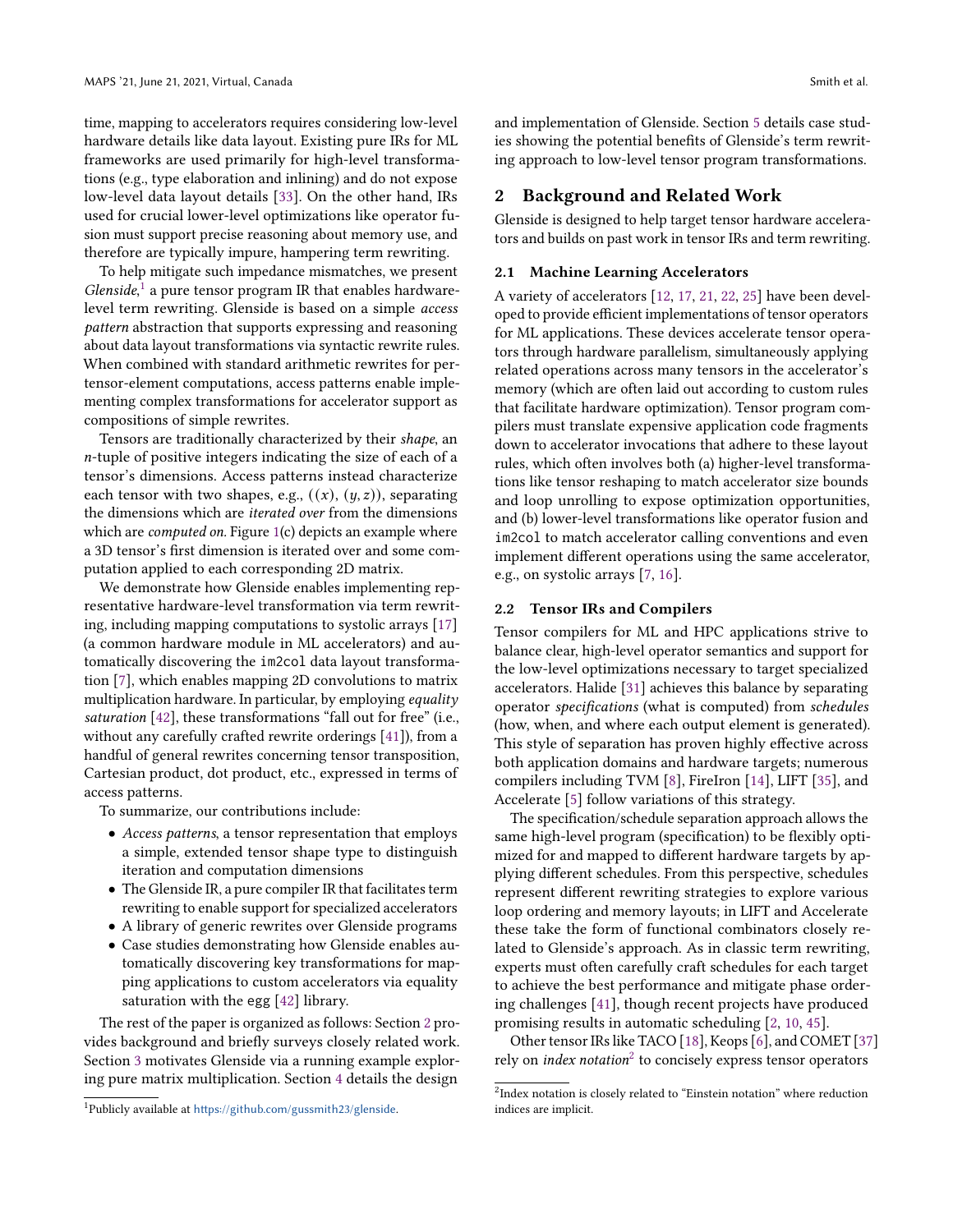time, mapping to accelerators requires considering low-level hardware details like data layout. Existing pure IRs for ML frameworks are used primarily for high-level transformations (e.g., type elaboration and inlining) and do not expose low-level data layout details [33]. On the other hand, IRs used for crucial lower-level optimizations like operator fusion must support precise reasoning about memory use, and therefore are typically impure, hampering term rewriting.

To help mitigate such impedance mismatches, we present *Glenside*,[1] a pure tensor program IR that enables hardware-level term rewriting. Glenside is based on a simple *access pattern* abstraction that supports expressing and reasoning about data layout transformations via syntactic rewrite rules. When combined with standard arithmetic rewrites for per-tensor-element computations, access patterns enable implementing complex transformations for accelerator support as compositions of simple rewrites.

Tensors are traditionally characterized by their *shape*, an $n$-tuple of positive integers indicating the size of each of a tensor's dimensions. Access patterns instead characterize each tensor with two shapes, e.g., $((x), (y, z))$, separating the dimensions which are *iterated over* from the dimensions which are *computed on*. Figure 1(c) depicts an example where a 3D tensor's first dimension is iterated over and some computation applied to each corresponding 2D matrix.

We demonstrate how Glenside enables implementing representative hardware-level transformation via term rewriting, including mapping computations to systolic arrays [17] (a common hardware module in ML accelerators) and automatically discovering the im2col data layout transformation [7], which enables mapping 2D convolutions to matrix multiplication hardware. In particular, by employing *equality saturation* [42], these transformations "fall out for free" (i.e., without any carefully crafted rewrite orderings [41]), from a handful of general rewrites concerning tensor transposition, Cartesian product, dot product, etc., expressed in terms of access patterns.

To summarize, our contributions include:

- *Access patterns*, a tensor representation that employs a simple, extended tensor shape type to distinguish iteration and computation dimensions
- The Glenside IR, a pure compiler IR that facilitates term rewriting to enable support for specialized accelerators
- A library of generic rewrites over Glenside programs
- Case studies demonstrating how Glenside enables automatically discovering key transformations for mapping applications to custom accelerators via equality saturation with the egg [42] library.

The rest of the paper is organized as follows: Section 2 provides background and briefly surveys closely related work. Section 3 motivates Glenside via a running example exploring pure matrix multiplication. Section 4 details the design and implementation of Glenside. Section 5 details case studies showing the potential benefits of Glenside's term rewriting approach to low-level tensor program transformations.

## 2 Background and Related Work

Glenside is designed to help target tensor hardware accelerators and builds on past work in tensor IRs and term rewriting.

### 2.1 Machine Learning Accelerators

A variety of accelerators [12, 17, 21, 22, 25] have been developed to provide efficient implementations of tensor operators for ML applications. These devices accelerate tensor operators through hardware parallelism, simultaneously applying related operations across many tensors in the accelerator's memory (which are often laid out according to custom rules that facilitate hardware optimization). Tensor program compilers must translate expensive application code fragments down to accelerator invocations that adhere to these layout rules, which often involves both (a) higher-level transformations like tensor reshaping to match accelerator size bounds and loop unrolling to expose optimization opportunities, and (b) lower-level transformations like operator fusion and im2col to match accelerator calling conventions and even implement different operations using the same accelerator, e.g., on systolic arrays [7, 16].

### 2.2 Tensor IRs and Compilers

Tensor compilers for ML and HPC applications strive to balance clear, high-level operator semantics and support for the low-level optimizations necessary to target specialized accelerators. Halide [31] achieves this balance by separating operator *specifications* (what is computed) from *schedules* (how, when, and where each output element is generated). This style of separation has proven highly effective across both application domains and hardware targets; numerous compilers including TVM [8], FireIron [14], LIFT [35], and Accelerate [5] follow variations of this strategy.

The specification/schedule separation approach allows the same high-level program (specification) to be flexibly optimized for and mapped to different hardware targets by applying different schedules. From this perspective, schedules represent different rewriting strategies to explore various loop ordering and memory layouts; in LIFT and Accelerate these take the form of functional combinators closely related to Glenside's approach. As in classic term rewriting, experts must often carefully craft schedules for each target to achieve the best performance and mitigate phase ordering challenges [41], though recent projects have produced promising results in automatic scheduling [2, 10, 45].

Other tensor IRs like TACO [18], Keops [6], and COMET [37] rely on *index notation*[2] to concisely express tensor operators

[1] Publicly available at https://github.com/gussmith23/glenside.

[2] Index notation is closely related to "Einstein notation" where reduction indices are implicit.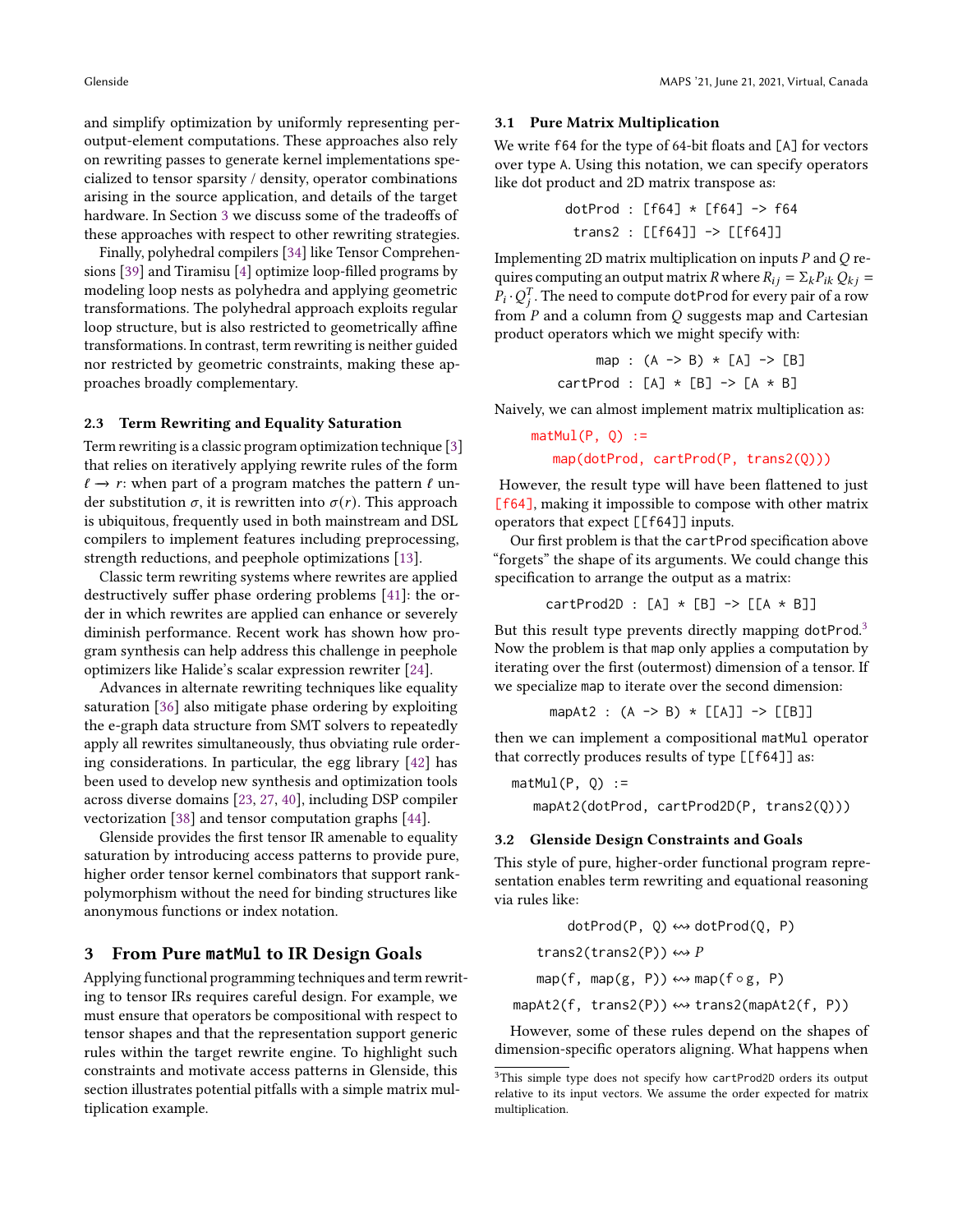and simplify optimization by uniformly representing per-output-element computations. These approaches also rely on rewriting passes to generate kernel implementations specialized to tensor sparsity / density, operator combinations arising in the source application, and details of the target hardware. In Section 3 we discuss some of the tradeoffs of these approaches with respect to other rewriting strategies.

Finally, polyhedral compilers [34] like Tensor Comprehensions [39] and Tiramisu [4] optimize loop-filled programs by modeling loop nests as polyhedra and applying geometric transformations. The polyhedral approach exploits regular loop structure, but is also restricted to geometrically affine transformations. In contrast, term rewriting is neither guided nor restricted by geometric constraints, making these approaches broadly complementary.

### 2.3 Term Rewriting and Equality Saturation

Term rewriting is a classic program optimization technique [3] that relies on iteratively applying rewrite rules of the form $\ell \longrightarrow r$: when part of a program matches the pattern $\ell$ under substitution $\sigma$, it is rewritten into $\sigma(r)$. This approach is ubiquitous, frequently used in both mainstream and DSL compilers to implement features including preprocessing, strength reductions, and peephole optimizations [13].

Classic term rewriting systems where rewrites are applied destructively suffer phase ordering problems [41]: the order in which rewrites are applied can enhance or severely diminish performance. Recent work has shown how program synthesis can help address this challenge in peephole optimizers like Halide's scalar expression rewriter [24].

Advances in alternate rewriting techniques like equality saturation [36] also mitigate phase ordering by exploiting the e-graph data structure from SMT solvers to repeatedly apply all rewrites simultaneously, thus obviating rule ordering considerations. In particular, the egg library [42] has been used to develop new synthesis and optimization tools across diverse domains [23, 27, 40], including DSP compiler vectorization [38] and tensor computation graphs [44].

Glenside provides the first tensor IR amenable to equality saturation by introducing access patterns to provide pure, higher order tensor kernel combinators that support rank-polymorphism without the need for binding structures like anonymous functions or index notation.

## 3 From Pure `matMul` to IR Design Goals

Applying functional programming techniques and term rewriting to tensor IRs requires careful design. For example, we must ensure that operators be compositional with respect to tensor shapes and that the representation support generic rules within the target rewrite engine. To highlight such constraints and motivate access patterns in Glenside, this section illustrates potential pitfalls with a simple matrix multiplication example.

### 3.1 Pure Matrix Multiplication

We write `f64` for the type of 64-bit floats and `[A]` for vectors over type `A`. Using this notation, we can specify operators like dot product and 2D matrix transpose as:

```
dotProd : [f64] * [f64] -> f64
 trans2 : [[f64]] -> [[f64]]
```

Implementing 2D matrix multiplication on inputs $P$ and $Q$ requires computing an output matrix $R$ where $R_{ij} = \Sigma_k P_{ik} Q_{kj} = P_i \cdot Q_j^T$. The need to compute `dotProd` for every pair of a row from $P$ and a column from $Q$ suggests map and Cartesian product operators which we might specify with:

```
     map : (A -> B) * [A] -> [B]
cartProd : [A] * [B] -> [A * B]
```

Naively, we can almost implement matrix multiplication as:

```
matMul(P, Q) :=
  map(dotProd, cartProd(P, trans2(Q)))
```

However, the result type will have been flattened to just `[f64]`, making it impossible to compose with other matrix operators that expect `[[f64]]` inputs.

Our first problem is that the `cartProd` specification above "forgets" the shape of its arguments. We could change this specification to arrange the output as a matrix:

```
cartProd2D : [A] * [B] -> [[A * B]]
```

But this result type prevents directly mapping `dotProd`.[3] Now the problem is that `map` only applies a computation by iterating over the first (outermost) dimension of a tensor. If we specialize `map` to iterate over the second dimension:

```
mapAt2 : (A -> B) * [[A]] -> [[B]]
```

then we can implement a compositional `matMul` operator that correctly produces results of type `[[f64]]` as:

```
matMul(P, Q) :=
  mapAt2(dotProd, cartProd2D(P, trans2(Q)))
```

### 3.2 Glenside Design Constraints and Goals

This style of pure, higher-order functional program representation enables term rewriting and equational reasoning via rules like:

$$\texttt{dotProd(P, Q)} \leftrightsquigarrow \texttt{dotProd(Q, P)}$$

$$\texttt{trans2(trans2(P))} \leftrightsquigarrow P$$

$$\texttt{map(f, map(g, P))} \leftrightsquigarrow \texttt{map(}f \circ g\texttt{, P)}$$

$$\texttt{mapAt2(f, trans2(P))} \leftrightsquigarrow \texttt{trans2(mapAt2(f, P))}$$

However, some of these rules depend on the shapes of dimension-specific operators aligning. What happens when

[3] This simple type does not specify how `cartProd2D` orders its output relative to its input vectors. We assume the order expected for matrix multiplication.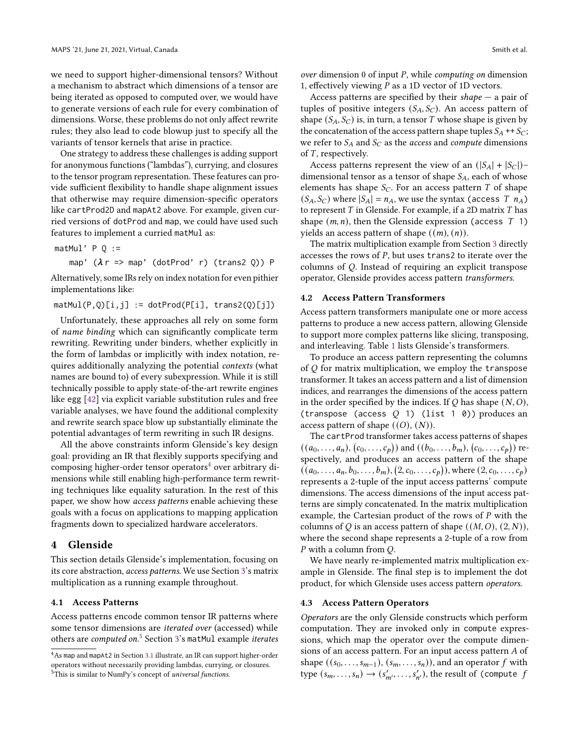we need to support higher-dimensional tensors? Without a mechanism to abstract which dimensions of a tensor are being iterated as opposed to computed over, we would have to generate versions of each rule for every combination of dimensions. Worse, these problems do not only affect rewrite rules; they also lead to code blowup just to specify all the variants of tensor kernels that arise in practice.

One strategy to address these challenges is adding support for anonymous functions ("lambdas"), currying, and closures to the tensor program representation. These features can provide sufficient flexibility to handle shape alignment issues that otherwise may require dimension-specific operators like `cartProd2D` and `mapAt2` above. For example, given curried versions of `dotProd` and `map`, we could have used such features to implement a curried `matMul` as:

```
matMul' P Q :=
    map' (λ r => map' (dotProd' r) (trans2 Q)) P
```

Alternatively, some IRs rely on index notation for even pithier implementations like:

```
matMul(P,Q)[i,j] := dotProd(P[i], trans2(Q)[j])
```

Unfortunately, these approaches all rely on some form of *name binding* which can significantly complicate term rewriting. Rewriting under binders, whether explicitly in the form of lambdas or implicitly with index notation, requires additionally analyzing the potential *contexts* (what names are bound to) of every subexpression. While it is still technically possible to apply state-of-the-art rewrite engines like egg [42] via explicit variable substitution rules and free variable analyses, we have found the additional complexity and rewrite search space blow up substantially eliminate the potential advantages of term rewriting in such IR designs.

All the above constraints inform Glenside's key design goal: providing an IR that flexibly supports specifying and composing higher-order tensor operators[4] over arbitrary dimensions while still enabling high-performance term rewriting techniques like equality saturation. In the rest of this paper, we show how *access patterns* enable achieving these goals with a focus on applications to mapping application fragments down to specialized hardware accelerators.

# 4 Glenside

This section details Glenside's implementation, focusing on its core abstraction, *access patterns*. We use Section 3's matrix multiplication as a running example throughout.

## 4.1 Access Patterns

Access patterns encode common tensor IR patterns where some tensor dimensions are *iterated over* (accessed) while others are *computed on*.[5] Section 3's `matMul` example *iterates over* dimension 0 of input $P$, while *computing on* dimension 1, effectively viewing $P$ as a 1D vector of 1D vectors.

Access patterns are specified by their *shape* — a pair of tuples of positive integers $(S_A, S_C)$. An access pattern of shape $(S_A, S_C)$ is, in turn, a tensor $T$ whose shape is given by the concatenation of the access pattern shape tuples $S_A \mathbin{++} S_C$; we refer to $S_A$ and $S_C$ as the *access* and *compute* dimensions of $T$, respectively.

Access patterns represent the view of an $(|S_A| + |S_C|)$–dimensional tensor as a tensor of shape $S_A$, each of whose elements has shape $S_C$. For an access pattern $T$ of shape $(S_A, S_C)$ where $|S_A| = n_A$, we use the syntax `(access` $T$ $n_A$`)` to represent $T$ in Glenside. For example, if a 2D matrix $T$ has shape $(m, n)$, then the Glenside expression `(access` $T$ `1)` yields an access pattern of shape $((m), (n))$.

The matrix multiplication example from Section 3 directly accesses the rows of $P$, but uses `trans2` to iterate over the columns of $Q$. Instead of requiring an explicit transpose operator, Glenside provides access pattern *transformers*.

## 4.2 Access Pattern Transformers

Access pattern transformers manipulate one or more access patterns to produce a new access pattern, allowing Glenside to support more complex patterns like slicing, transposing, and interleaving. Table 1 lists Glenside's transformers.

To produce an access pattern representing the columns of $Q$ for matrix multiplication, we employ the `transpose` transformer. It takes an access pattern and a list of dimension indices, and rearranges the dimensions of the access pattern in the order specified by the indices. If $Q$ has shape $(N, O)$, `(transpose (access` $Q$ `1) (list 1 0))` produces an access pattern of shape $((O), (N))$.

The `cartProd` transformer takes access patterns of shapes $((a_0, \ldots, a_n), (c_0, \ldots, c_p))$ and $((b_0, \ldots, b_m), (c_0, \ldots, c_p))$ respectively, and produces an access pattern of the shape $((a_0, \ldots, a_n, b_0, \ldots, b_m), (2, c_0, \ldots, c_p))$, where $(2, c_0, \ldots, c_p)$ represents a 2-tuple of the input access patterns' compute dimensions. The access dimensions of the input access patterns are simply concatenated. In the matrix multiplication example, the Cartesian product of the rows of $P$ with the columns of $Q$ is an access pattern of shape $((M, O), (2, N))$, where the second shape represents a 2-tuple of a row from $P$ with a column from $Q$.

We have nearly re-implemented matrix multiplication example in Glenside. The final step is to implement the dot product, for which Glenside uses access pattern *operators*.

## 4.3 Access Pattern Operators

*Operators* are the only Glenside constructs which perform computation. They are invoked only in `compute` expressions, which map the operator over the compute dimensions of an access pattern. For an input access pattern $A$ of shape $((s_0, \ldots, s_{m-1}), (s_m, \ldots, s_n))$, and an operator $f$ with type $(s_m, \ldots, s_n) \to (s'_{m'}, \ldots, s'_{n'})$, the result of `(compute` $f$

---

[4] As `map` and `mapAt2` in Section 3.1 illustrate, an IR can support higher-order operators without necessarily providing lambdas, currying, or closures.

[5] This is similar to NumPy's concept of *universal functions*.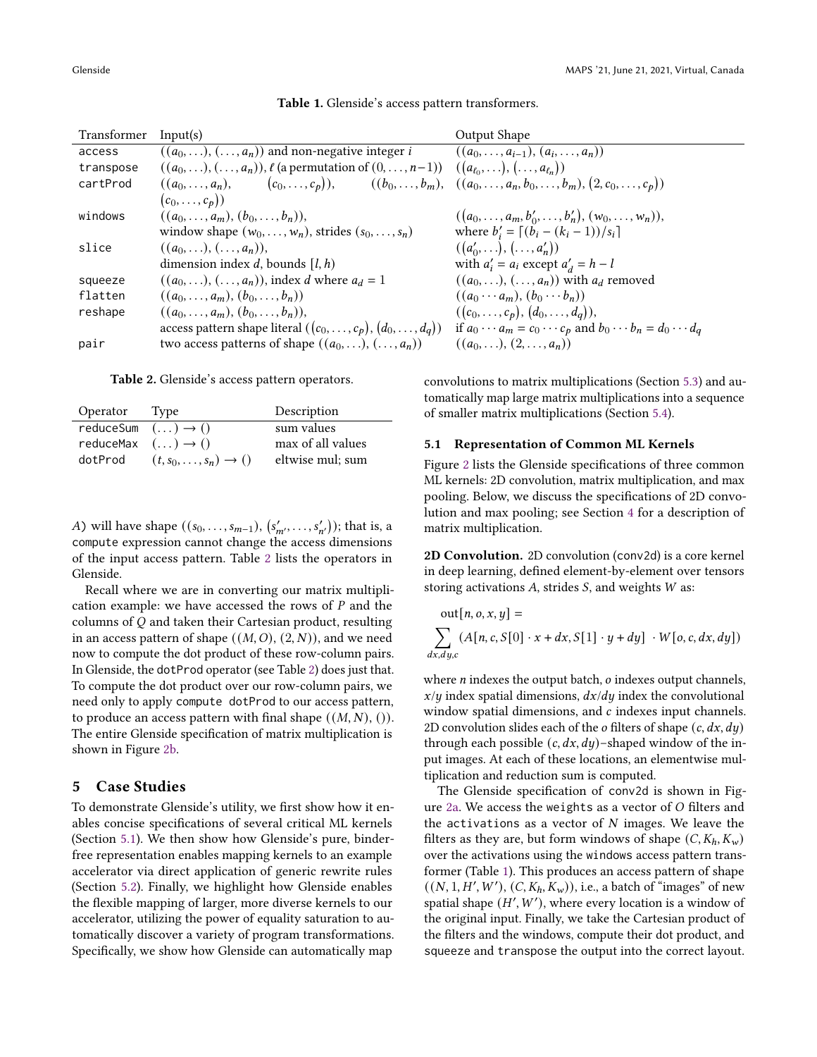**Table 1.** Glenside's access pattern transformers.

| Transformer | Input(s) | Output Shape |
|---|---|---|
| access | $((a_0, \ldots), (\ldots, a_n))$ and non-negative integer $i$ | $((a_0, \ldots, a_{i-1}), (a_i, \ldots, a_n))$ |
| transpose | $((a_0, \ldots), (\ldots, a_n))$, $\ell$ (a permutation of $(0, \ldots, n-1)$) | $((a_{\ell_0}, \ldots), (\ldots, a_{\ell_n}))$ |
| cartProd | $((a_0, \ldots, a_n), (c_0, \ldots, c_p))$, $((b_0, \ldots, b_m), (c_0, \ldots, c_p))$ | $((a_0, \ldots, a_n, b_0, \ldots, b_m), (2, c_0, \ldots, c_p))$ |
| windows | $((a_0, \ldots, a_m), (b_0, \ldots, b_n))$, window shape $(w_0, \ldots, w_n)$, strides $(s_0, \ldots, s_n)$ | $((a_0, \ldots, a_m, b'_0, \ldots, b'_n), (w_0, \ldots, w_n))$, where $b'_i = \lceil (b_i - (k_i - 1))/s_i \rceil$ |
| slice | $((a_0, \ldots), (\ldots, a_n))$, dimension index $d$, bounds $[l, h)$ | $((a'_0, \ldots), (\ldots, a'_n))$ with $a'_i = a_i$ except $a'_d = h - l$ |
| squeeze | $((a_0, \ldots), (\ldots, a_n))$, index $d$ where $a_d = 1$ | $((a_0, \ldots), (\ldots, a_n))$ with $a_d$ removed |
| flatten | $((a_0, \ldots, a_m), (b_0, \ldots, b_n))$ | $((a_0 \cdots a_m), (b_0 \cdots b_n))$ |
| reshape | $((a_0, \ldots, a_m), (b_0, \ldots, b_n))$, access pattern shape literal $((c_0, \ldots, c_p), (d_0, \ldots, d_q))$ | $((c_0, \ldots, c_p), (d_0, \ldots, d_q))$, if $a_0 \cdots a_m = c_0 \cdots c_p$ and $b_0 \cdots b_n = d_0 \cdots d_q$ |
| pair | two access patterns of shape $((a_0, \ldots), (\ldots, a_n))$ | $((a_0, \ldots), (2, \ldots, a_n))$ |

**Table 2.** Glenside's access pattern operators.

| Operator | Type | Description |
|---|---|---|
| reduceSum | $(\ldots) \rightarrow ()$ | sum values |
| reduceMax | $(\ldots) \rightarrow ()$ | max of all values |
| dotProd | $(t, s_0, \ldots, s_n) \rightarrow ()$ | eltwise mul; sum |

$A$) will have shape $((s_0, \ldots, s_{m-1}), (s'_{m'}, \ldots, s'_{n'}))$; that is, a `compute` expression cannot change the access dimensions of the input access pattern. Table 2 lists the operators in Glenside.

Recall where we are in converting our matrix multiplication example: we have accessed the rows of $P$ and the columns of $Q$ and taken their Cartesian product, resulting in an access pattern of shape $((M, O), (2, N))$, and we need now to compute the dot product of these row-column pairs. In Glenside, the `dotProd` operator (see Table 2) does just that. To compute the dot product over our row-column pairs, we need only to apply `compute dotProd` to our access pattern, to produce an access pattern with final shape $((M, N), ())$. The entire Glenside specification of matrix multiplication is shown in Figure 2b.

## 5 Case Studies

To demonstrate Glenside's utility, we first show how it enables concise specifications of several critical ML kernels (Section 5.1). We then show how Glenside's pure, binder-free representation enables mapping kernels to an example accelerator via direct application of generic rewrite rules (Section 5.2). Finally, we highlight how Glenside enables the flexible mapping of larger, more diverse kernels to our accelerator, utilizing the power of equality saturation to automatically discover a variety of program transformations. Specifically, we show how Glenside can automatically map convolutions to matrix multiplications (Section 5.3) and automatically map large matrix multiplications into a sequence of smaller matrix multiplications (Section 5.4).

### 5.1 Representation of Common ML Kernels

Figure 2 lists the Glenside specifications of three common ML kernels: 2D convolution, matrix multiplication, and max pooling. Below, we discuss the specifications of 2D convolution and max pooling; see Section 4 for a description of matrix multiplication.

**2D Convolution.** 2D convolution (conv2d) is a core kernel in deep learning, defined element-by-element over tensors storing activations $A$, strides $S$, and weights $W$ as:

$$\text{out}[n, o, x, y] = \sum_{dx, dy, c} (A[n, c, S[0] \cdot x + dx, S[1] \cdot y + dy] \ \cdot W[o, c, dx, dy])$$

where $n$ indexes the output batch, $o$ indexes output channels, $x/y$ index spatial dimensions, $dx/dy$ index the convolutional window spatial dimensions, and $c$ indexes input channels. 2D convolution slides each of the $o$ filters of shape $(c, dx, dy)$ through each possible $(c, dx, dy)$–shaped window of the input images. At each of these locations, an elementwise multiplication and reduction sum is computed.

The Glenside specification of conv2d is shown in Figure 2a. We access the `weights` as a vector of $O$ filters and the `activations` as a vector of $N$ images. We leave the filters as they are, but form windows of shape $(C, K_h, K_w)$ over the activations using the `windows` access pattern transformer (Table 1). This produces an access pattern of shape $((N, 1, H', W'), (C, K_h, K_w))$, i.e., a batch of "images" of new spatial shape $(H', W')$, where every location is a window of the original input. Finally, we take the Cartesian product of the filters and the windows, compute their dot product, and `squeeze` and `transpose` the output into the correct layout.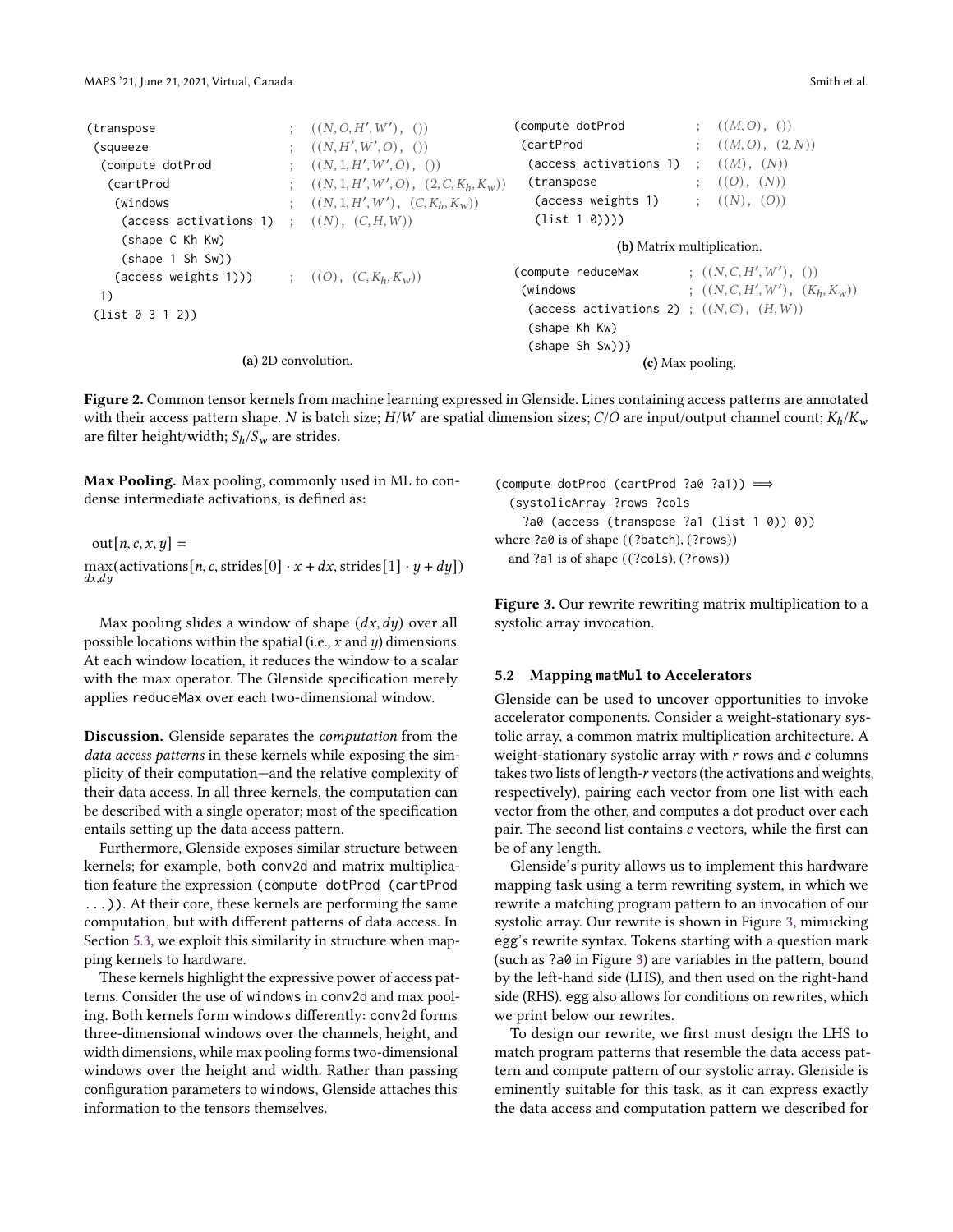```
(transpose                          ; ((N,O,H',W'), ())
 (squeeze                           ; ((N,H',W',O), ())
  (compute dotProd                  ; ((N,1,H',W',O), ())
   (cartProd                        ; ((N,1,H',W',O), (2,C,Kh,Kw))
    (windows                        ; ((N,1,H',W'), (C,Kh,Kw))
     (access activations 1)         ; ((N), (C,H,W))
     (shape C Kh Kw)
     (shape 1 Sh Sw))
    (access weights 1)))            ; ((O), (C,Kh,Kw))
  1)
 (list 0 3 1 2))
```

**(a)** 2D convolution.

```
(compute dotProd             ; ((M,O), ())
 (cartProd                   ; ((M,O), (2,N))
  (access activations 1)     ; ((M), (N))
  (transpose                 ; ((O), (N))
   (access weights 1)        ; ((N), (O))
   (list 1 0))))
```

**(b)** Matrix multiplication.

```
(compute reduceMax           ; ((N,C,H',W'), ())
 (windows                    ; ((N,C,H',W'), (Kh,Kw))
  (access activations 2)     ; ((N,C), (H,W))
  (shape Kh Kw)
  (shape Sh Sw)))
```

**(c)** Max pooling.

**Figure 2.** Common tensor kernels from machine learning expressed in Glenside. Lines containing access patterns are annotated with their access pattern shape. $N$ is batch size; $H/W$ are spatial dimension sizes; $C/O$ are input/output channel count; $K_h/K_w$ are filter height/width; $S_h/S_w$ are strides.

**Max Pooling.** Max pooling, commonly used in ML to condense intermediate activations, is defined as:

$$\text{out}[n, c, x, y] = \max_{dx,dy}(\text{activations}[n, c, \text{strides}[0] \cdot x + dx, \text{strides}[1] \cdot y + dy])$$

Max pooling slides a window of shape $(dx, dy)$ over all possible locations within the spatial (i.e., $x$ and $y$) dimensions. At each window location, it reduces the window to a scalar with the max operator. The Glenside specification merely applies reduceMax over each two-dimensional window.

**Discussion.** Glenside separates the *computation* from the *data access patterns* in these kernels while exposing the simplicity of their computation—and the relative complexity of their data access. In all three kernels, the computation can be described with a single operator; most of the specification entails setting up the data access pattern.

Furthermore, Glenside exposes similar structure between kernels; for example, both conv2d and matrix multiplication feature the expression (compute dotProd (cartProd ...)). At their core, these kernels are performing the same computation, but with different patterns of data access. In Section 5.3, we exploit this similarity in structure when mapping kernels to hardware.

These kernels highlight the expressive power of access patterns. Consider the use of windows in conv2d and max pooling. Both kernels form windows differently: conv2d forms three-dimensional windows over the channels, height, and width dimensions, while max pooling forms two-dimensional windows over the height and width. Rather than passing configuration parameters to windows, Glenside attaches this information to the tensors themselves.

```
(compute dotProd (cartProd ?a0 ?a1)) ⟹
  (systolicArray ?rows ?cols
    ?a0 (access (transpose ?a1 (list 1 0)) 0))
where ?a0 is of shape ((?batch), (?rows))
  and ?a1 is of shape ((?cols), (?rows))
```

**Figure 3.** Our rewrite rewriting matrix multiplication to a systolic array invocation.

### 5.2 Mapping matMul to Accelerators

Glenside can be used to uncover opportunities to invoke accelerator components. Consider a weight-stationary systolic array, a common matrix multiplication architecture. A weight-stationary systolic array with $r$ rows and $c$ columns takes two lists of length-$r$ vectors (the activations and weights, respectively), pairing each vector from one list with each vector from the other, and computes a dot product over each pair. The second list contains $c$ vectors, while the first can be of any length.

Glenside's purity allows us to implement this hardware mapping task using a term rewriting system, in which we rewrite a matching program pattern to an invocation of our systolic array. Our rewrite is shown in Figure 3, mimicking egg's rewrite syntax. Tokens starting with a question mark (such as ?a0 in Figure 3) are variables in the pattern, bound by the left-hand side (LHS), and then used on the right-hand side (RHS). egg also allows for conditions on rewrites, which we print below our rewrites.

To design our rewrite, we first must design the LHS to match program patterns that resemble the data access pattern and compute pattern of our systolic array. Glenside is eminently suitable for this task, as it can express exactly the data access and computation pattern we described for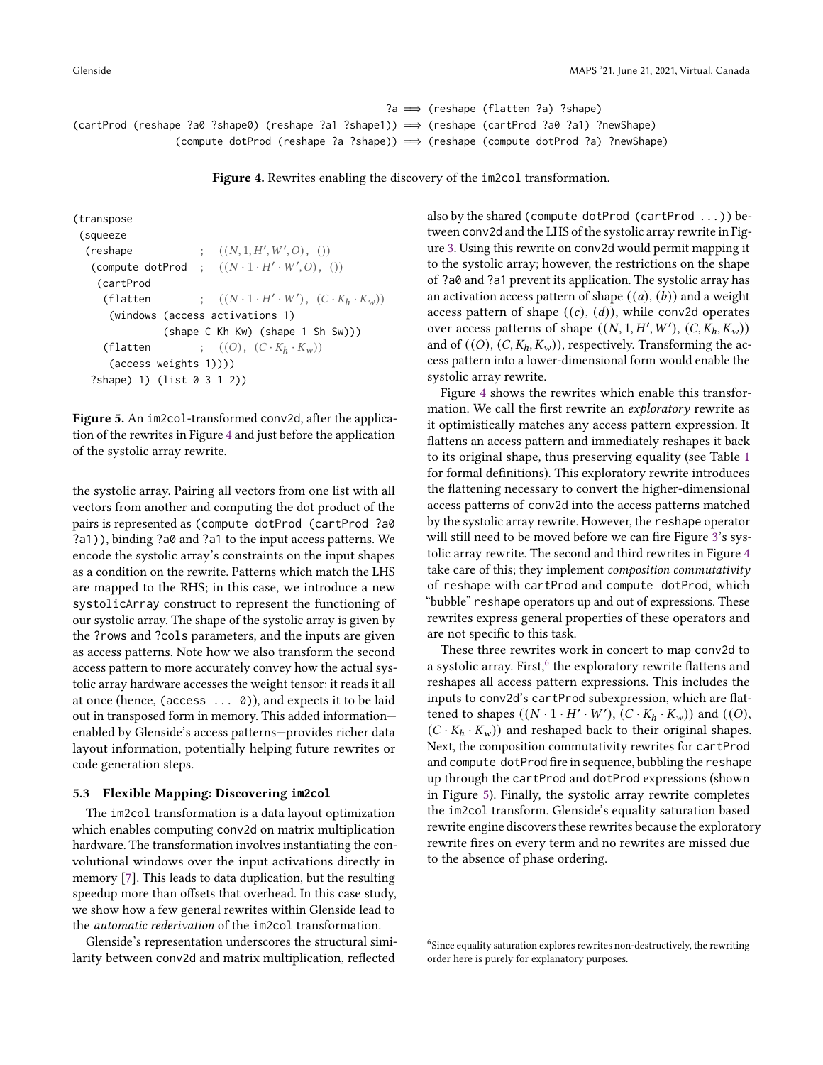```
?a ⟹ (reshape (flatten ?a) ?shape)
(cartProd (reshape ?a0 ?shape0) (reshape ?a1 ?shape1)) ⟹ (reshape (cartProd ?a0 ?a1) ?newShape)
(compute dotProd (reshape ?a ?shape)) ⟹ (reshape (compute dotProd ?a) ?newShape)
```

**Figure 4.** Rewrites enabling the discovery of the im2col transformation.

```
(transpose
 (squeeze
  (reshape            ;  ((N, 1, H', W', O), ())
   (compute dotProd   ;  ((N · 1 · H' · W', O), ())
    (cartProd
     (flatten         ;  ((N · 1 · H' · W'), (C · K_h · K_w))
      (windows (access activations 1)
               (shape C Kh Kw) (shape 1 Sh Sw)))
     (flatten         ;  ((O), (C · K_h · K_w))
      (access weights 1))))
   ?shape) 1) (list 0 3 1 2))
```

**Figure 5.** An im2col-transformed conv2d, after the application of the rewrites in Figure 4 and just before the application of the systolic array rewrite.

the systolic array. Pairing all vectors from one list with all vectors from another and computing the dot product of the pairs is represented as (compute dotProd (cartProd ?a0 ?a1)), binding ?a0 and ?a1 to the input access patterns. We encode the systolic array's constraints on the input shapes as a condition on the rewrite. Patterns which match the LHS are mapped to the RHS; in this case, we introduce a new systolicArray construct to represent the functioning of our systolic array. The shape of the systolic array is given by the ?rows and ?cols parameters, and the inputs are given as access patterns. Note how we also transform the second access pattern to more accurately convey how the actual systolic array hardware accesses the weight tensor: it reads it all at once (hence, (access ... 0)), and expects it to be laid out in transposed form in memory. This added information—enabled by Glenside's access patterns—provides richer data layout information, potentially helping future rewrites or code generation steps.

### 5.3 Flexible Mapping: Discovering im2col

The im2col transformation is a data layout optimization which enables computing conv2d on matrix multiplication hardware. The transformation involves instantiating the convolutional windows over the input activations directly in memory [7]. This leads to data duplication, but the resulting speedup more than offsets that overhead. In this case study, we show how a few general rewrites within Glenside lead to the *automatic rederivation* of the im2col transformation.

Glenside's representation underscores the structural similarity between conv2d and matrix multiplication, reflected also by the shared (compute dotProd (cartProd ...)) between conv2d and the LHS of the systolic array rewrite in Figure 3. Using this rewrite on conv2d would permit mapping it to the systolic array; however, the restrictions on the shape of ?a0 and ?a1 prevent its application. The systolic array has an activation access pattern of shape $((a), (b))$ and a weight access pattern of shape $((c), (d))$, while conv2d operates over access patterns of shape $((N, 1, H', W'), (C, K_h, K_w))$ and of $((O), (C, K_h, K_w))$, respectively. Transforming the access pattern into a lower-dimensional form would enable the systolic array rewrite.

Figure 4 shows the rewrites which enable this transformation. We call the first rewrite an *exploratory* rewrite as it optimistically matches any access pattern expression. It flattens an access pattern and immediately reshapes it back to its original shape, thus preserving equality (see Table 1 for formal definitions). This exploratory rewrite introduces the flattening necessary to convert the higher-dimensional access patterns of conv2d into the access patterns matched by the systolic array rewrite. However, the reshape operator will still need to be moved before we can fire Figure 3's systolic array rewrite. The second and third rewrites in Figure 4 take care of this; they implement *composition commutativity* of reshape with cartProd and compute dotProd, which "bubble" reshape operators up and out of expressions. These rewrites express general properties of these operators and are not specific to this task.

These three rewrites work in concert to map conv2d to a systolic array. First,[6] the exploratory rewrite flattens and reshapes all access pattern expressions. This includes the inputs to conv2d's cartProd subexpression, which are flattened to shapes $((N \cdot 1 \cdot H' \cdot W'), (C \cdot K_h \cdot K_w))$ and $((O), (C \cdot K_h \cdot K_w))$ and reshaped back to their original shapes. Next, the composition commutativity rewrites for cartProd and compute dotProd fire in sequence, bubbling the reshape up through the cartProd and dotProd expressions (shown in Figure 5). Finally, the systolic array rewrite completes the im2col transform. Glenside's equality saturation based rewrite engine discovers these rewrites because the exploratory rewrite fires on every term and no rewrites are missed due to the absence of phase ordering.

[6] Since equality saturation explores rewrites non-destructively, the rewriting order here is purely for explanatory purposes.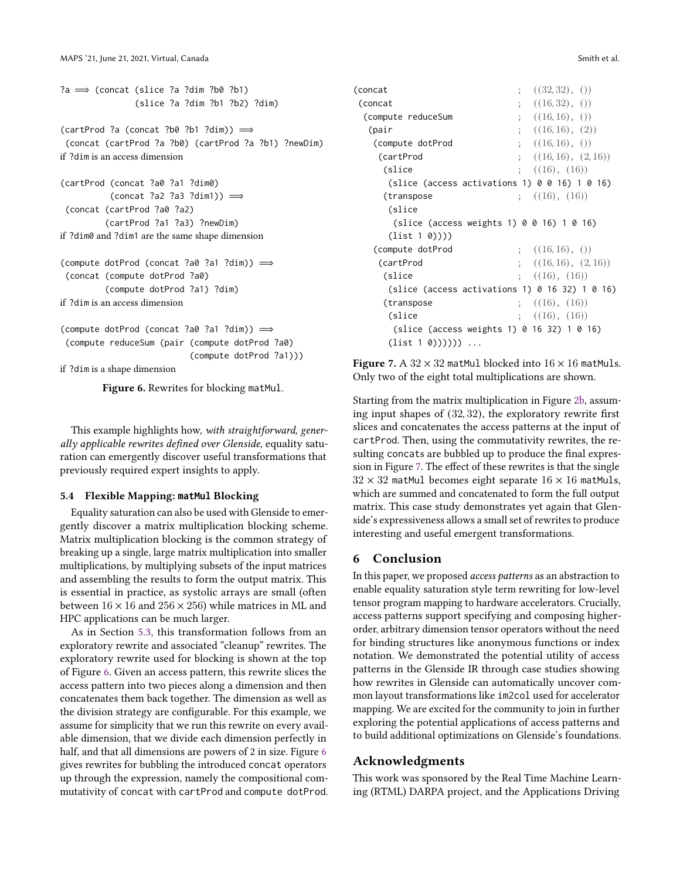```
?a ⟹ (concat (slice ?a ?dim ?b0 ?b1)
              (slice ?a ?dim ?b1 ?b2) ?dim)

(cartProd ?a (concat ?b0 ?b1 ?dim)) ⟹
 (concat (cartProd ?a ?b0) (cartProd ?a ?b1) ?newDim)
```
if ?dim is an access dimension

```
(cartProd (concat ?a0 ?a1 ?dim0)
          (concat ?a2 ?a3 ?dim1)) ⟹
 (concat (cartProd ?a0 ?a2)
         (cartProd ?a1 ?a3) ?newDim)
```
if ?dim0 and ?dim1 are the same shape dimension

```
(compute dotProd (concat ?a0 ?a1 ?dim)) ⟹
 (concat (compute dotProd ?a0)
         (compute dotProd ?a1) ?dim)
```
if ?dim is an access dimension

```
(compute dotProd (concat ?a0 ?a1 ?dim)) ⟹
 (compute reduceSum (pair (compute dotProd ?a0)
                          (compute dotProd ?a1)))
```
if ?dim is a shape dimension

**Figure 6.** Rewrites for blocking matMul.

This example highlights how, *with straightforward, generally applicable rewrites defined over Glenside*, equality saturation can emergently discover useful transformations that previously required expert insights to apply.

### 5.4 Flexible Mapping: matMul Blocking

Equality saturation can also be used with Glenside to emergently discover a matrix multiplication blocking scheme. Matrix multiplication blocking is the common strategy of breaking up a single, large matrix multiplication into smaller multiplications, by multiplying subsets of the input matrices and assembling the results to form the output matrix. This is essential in practice, as systolic arrays are small (often between $16 \times 16$ and $256 \times 256$) while matrices in ML and HPC applications can be much larger.

As in Section 5.3, this transformation follows from an exploratory rewrite and associated "cleanup" rewrites. The exploratory rewrite used for blocking is shown at the top of Figure 6. Given an access pattern, this rewrite slices the access pattern into two pieces along a dimension and then concatenates them back together. The dimension as well as the division strategy are configurable. For this example, we assume for simplicity that we run this rewrite on every available dimension, that we divide each dimension perfectly in half, and that all dimensions are powers of 2 in size. Figure 6 gives rewrites for bubbling the introduced concat operators up through the expression, namely the compositional commutativity of concat with cartProd and compute dotProd.

```
(concat                           ; ((32, 32), ())
 (concat                          ; ((16, 32), ())
  (compute reduceSum              ; ((16, 16), ())
   (pair                          ; ((16, 16), (2))
    (compute dotProd              ; ((16, 16), ())
     (cartProd                    ; ((16, 16), (2, 16))
      (slice                      ; ((16), (16))
       (slice (access activations 1) 0 0 16) 1 0 16)
      (transpose                  ; ((16), (16))
       (slice
        (slice (access weights 1) 0 0 16) 1 0 16)
       (list 1 0))))
    (compute dotProd              ; ((16, 16), ())
     (cartProd                    ; ((16, 16), (2, 16))
      (slice                      ; ((16), (16))
       (slice (access activations 1) 0 16 32) 1 0 16)
      (transpose                  ; ((16), (16))
       (slice                     ; ((16), (16))
        (slice (access weights 1) 0 16 32) 1 0 16)
       (list 1 0)))))) ...
```

**Figure 7.** A $32 \times 32$ matMul blocked into $16 \times 16$ matMuls. Only two of the eight total multiplications are shown.

Starting from the matrix multiplication in Figure 2b, assuming input shapes of $(32, 32)$, the exploratory rewrite first slices and concatenates the access patterns at the input of cartProd. Then, using the commutativity rewrites, the resulting concats are bubbled up to produce the final expression in Figure 7. The effect of these rewrites is that the single $32 \times 32$ matMul becomes eight separate $16 \times 16$ matMuls, which are summed and concatenated to form the full output matrix. This case study demonstrates yet again that Glenside's expressiveness allows a small set of rewrites to produce interesting and useful emergent transformations.

## 6 Conclusion

In this paper, we proposed *access patterns* as an abstraction to enable equality saturation style term rewriting for low-level tensor program mapping to hardware accelerators. Crucially, access patterns support specifying and composing higher-order, arbitrary dimension tensor operators without the need for binding structures like anonymous functions or index notation. We demonstrated the potential utility of access patterns in the Glenside IR through case studies showing how rewrites in Glenside can automatically uncover common layout transformations like im2col used for accelerator mapping. We are excited for the community to join in further exploring the potential applications of access patterns and to build additional optimizations on Glenside's foundations.

## Acknowledgments

This work was sponsored by the Real Time Machine Learning (RTML) DARPA project, and the Applications Driving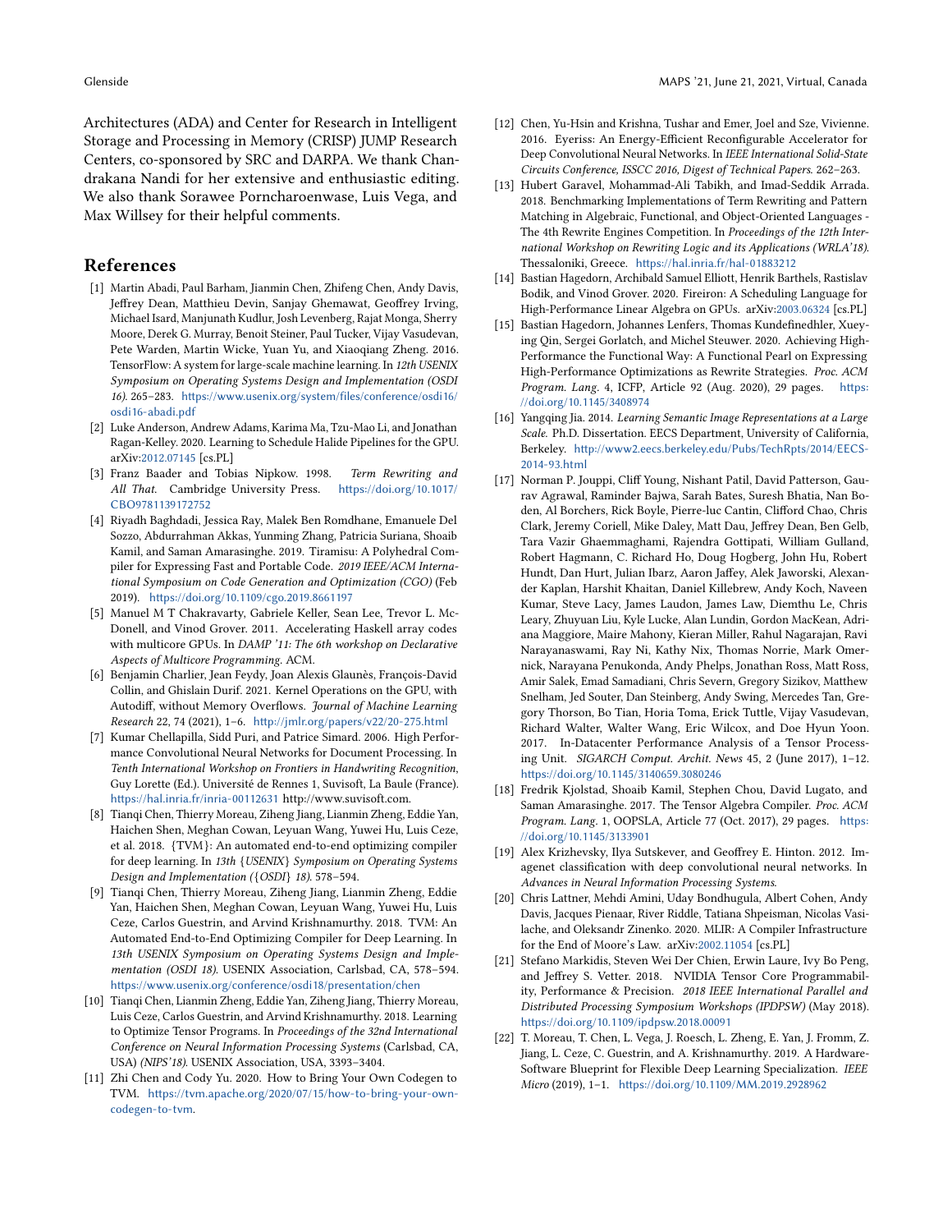Architectures (ADA) and Center for Research in Intelligent Storage and Processing in Memory (CRISP) JUMP Research Centers, co-sponsored by SRC and DARPA. We thank Chandrakana Nandi for her extensive and enthusiastic editing. We also thank Sorawee Porncharoenwase, Luis Vega, and Max Willsey for their helpful comments.

## References

[1] Martin Abadi, Paul Barham, Jianmin Chen, Zhifeng Chen, Andy Davis, Jeffrey Dean, Matthieu Devin, Sanjay Ghemawat, Geoffrey Irving, Michael Isard, Manjunath Kudlur, Josh Levenberg, Rajat Monga, Sherry Moore, Derek G. Murray, Benoit Steiner, Paul Tucker, Vijay Vasudevan, Pete Warden, Martin Wicke, Yuan Yu, and Xiaoqiang Zheng. 2016. TensorFlow: A system for large-scale machine learning. In *12th USENIX Symposium on Operating Systems Design and Implementation (OSDI 16)*. 265–283. https://www.usenix.org/system/files/conference/osdi16/osdi16-abadi.pdf

[2] Luke Anderson, Andrew Adams, Karima Ma, Tzu-Mao Li, and Jonathan Ragan-Kelley. 2020. Learning to Schedule Halide Pipelines for the GPU. arXiv:2012.07145 [cs.PL]

[3] Franz Baader and Tobias Nipkow. 1998. *Term Rewriting and All That*. Cambridge University Press. https://doi.org/10.1017/CBO9781139172752

[4] Riyadh Baghdadi, Jessica Ray, Malek Ben Romdhane, Emanuele Del Sozzo, Abdurrahman Akkas, Yunming Zhang, Patricia Suriana, Shoaib Kamil, and Saman Amarasinghe. 2019. Tiramisu: A Polyhedral Compiler for Expressing Fast and Portable Code. *2019 IEEE/ACM International Symposium on Code Generation and Optimization (CGO)* (Feb 2019). https://doi.org/10.1109/cgo.2019.8661197

[5] Manuel M T Chakravarty, Gabriele Keller, Sean Lee, Trevor L. McDonell, and Vinod Grover. 2011. Accelerating Haskell array codes with multicore GPUs. In *DAMP '11: The 6th workshop on Declarative Aspects of Multicore Programming*. ACM.

[6] Benjamin Charlier, Jean Feydy, Joan Alexis Glaunès, François-David Collin, and Ghislain Durif. 2021. Kernel Operations on the GPU, with Autodiff, without Memory Overflows. *Journal of Machine Learning Research* 22, 74 (2021), 1–6. http://jmlr.org/papers/v22/20-275.html

[7] Kumar Chellapilla, Sidd Puri, and Patrice Simard. 2006. High Performance Convolutional Neural Networks for Document Processing. In *Tenth International Workshop on Frontiers in Handwriting Recognition*, Guy Lorette (Ed.). Université de Rennes 1, Suvisoft, La Baule (France). https://hal.inria.fr/inria-00112631 http://www.suvisoft.com.

[8] Tianqi Chen, Thierry Moreau, Ziheng Jiang, Lianmin Zheng, Eddie Yan, Haichen Shen, Meghan Cowan, Leyuan Wang, Yuwei Hu, Luis Ceze, et al. 2018. {TVM}: An automated end-to-end optimizing compiler for deep learning. In *13th {USENIX} Symposium on Operating Systems Design and Implementation ({OSDI} 18)*. 578–594.

[9] Tianqi Chen, Thierry Moreau, Ziheng Jiang, Lianmin Zheng, Eddie Yan, Haichen Shen, Meghan Cowan, Leyuan Wang, Yuwei Hu, Luis Ceze, Carlos Guestrin, and Arvind Krishnamurthy. 2018. TVM: An Automated End-to-End Optimizing Compiler for Deep Learning. In *13th USENIX Symposium on Operating Systems Design and Implementation (OSDI 18)*. USENIX Association, Carlsbad, CA, 578–594. https://www.usenix.org/conference/osdi18/presentation/chen

[10] Tianqi Chen, Lianmin Zheng, Eddie Yan, Ziheng Jiang, Thierry Moreau, Luis Ceze, Carlos Guestrin, and Arvind Krishnamurthy. 2018. Learning to Optimize Tensor Programs. In *Proceedings of the 32nd International Conference on Neural Information Processing Systems* (Carlsbad, CA, USA) *(NIPS'18)*. USENIX Association, USA, 3393–3404.

[11] Zhi Chen and Cody Yu. 2020. How to Bring Your Own Codegen to TVM. https://tvm.apache.org/2020/07/15/how-to-bring-your-own-codegen-to-tvm.

[12] Chen, Yu-Hsin and Krishna, Tushar and Emer, Joel and Sze, Vivienne. 2016. Eyeriss: An Energy-Efficient Reconfigurable Accelerator for Deep Convolutional Neural Networks. In *IEEE International Solid-State Circuits Conference, ISSCC 2016, Digest of Technical Papers*. 262–263.

[13] Hubert Garavel, Mohammad-Ali Tabikh, and Imad-Seddik Arrada. 2018. Benchmarking Implementations of Term Rewriting and Pattern Matching in Algebraic, Functional, and Object-Oriented Languages - The 4th Rewrite Engines Competition. In *Proceedings of the 12th International Workshop on Rewriting Logic and its Applications (WRLA'18)*. Thessaloniki, Greece. https://hal.inria.fr/hal-01883212

[14] Bastian Hagedorn, Archibald Samuel Elliott, Henrik Barthels, Rastislav Bodik, and Vinod Grover. 2020. Fireiron: A Scheduling Language for High-Performance Linear Algebra on GPUs. arXiv:2003.06324 [cs.PL]

[15] Bastian Hagedorn, Johannes Lenfers, Thomas Kundefinedhler, Xueying Qin, Sergei Gorlatch, and Michel Steuwer. 2020. Achieving High-Performance the Functional Way: A Functional Pearl on Expressing High-Performance Optimizations as Rewrite Strategies. *Proc. ACM Program. Lang.* 4, ICFP, Article 92 (Aug. 2020), 29 pages. https://doi.org/10.1145/3408974

[16] Yangqing Jia. 2014. *Learning Semantic Image Representations at a Large Scale*. Ph.D. Dissertation. EECS Department, University of California, Berkeley. http://www2.eecs.berkeley.edu/Pubs/TechRpts/2014/EECS-2014-93.html

[17] Norman P. Jouppi, Cliff Young, Nishant Patil, David Patterson, Gaurav Agrawal, Raminder Bajwa, Sarah Bates, Suresh Bhatia, Nan Boden, Al Borchers, Rick Boyle, Pierre-luc Cantin, Clifford Chao, Chris Clark, Jeremy Coriell, Mike Daley, Matt Dau, Jeffrey Dean, Ben Gelb, Tara Vazir Ghaemmaghami, Rajendra Gottipati, William Gulland, Robert Hagmann, C. Richard Ho, Doug Hogberg, John Hu, Robert Hundt, Dan Hurt, Julian Ibarz, Aaron Jaffey, Alek Jaworski, Alexander Kaplan, Harshit Khaitan, Daniel Killebrew, Andy Koch, Naveen Kumar, Steve Lacy, James Laudon, James Law, Diemthu Le, Chris Leary, Zhuyuan Liu, Kyle Lucke, Alan Lundin, Gordon MacKean, Adriana Maggiore, Maire Mahony, Kieran Miller, Rahul Nagarajan, Ravi Narayanaswami, Ray Ni, Kathy Nix, Thomas Norrie, Mark Omernick, Narayana Penukonda, Andy Phelps, Jonathan Ross, Matt Ross, Amir Salek, Emad Samadiani, Chris Severn, Gregory Sizikov, Matthew Snelham, Jed Souter, Dan Steinberg, Andy Swing, Mercedes Tan, Gregory Thorson, Bo Tian, Horia Toma, Erick Tuttle, Vijay Vasudevan, Richard Walter, Walter Wang, Eric Wilcox, and Doe Hyun Yoon. 2017. In-Datacenter Performance Analysis of a Tensor Processing Unit. *SIGARCH Comput. Archit. News* 45, 2 (June 2017), 1–12. https://doi.org/10.1145/3140659.3080246

[18] Fredrik Kjolstad, Shoaib Kamil, Stephen Chou, David Lugato, and Saman Amarasinghe. 2017. The Tensor Algebra Compiler. *Proc. ACM Program. Lang.* 1, OOPSLA, Article 77 (Oct. 2017), 29 pages. https://doi.org/10.1145/3133901

[19] Alex Krizhevsky, Ilya Sutskever, and Geoffrey E. Hinton. 2012. Imagenet classification with deep convolutional neural networks. In *Advances in Neural Information Processing Systems*.

[20] Chris Lattner, Mehdi Amini, Uday Bondhugula, Albert Cohen, Andy Davis, Jacques Pienaar, River Riddle, Tatiana Shpeisman, Nicolas Vasilache, and Oleksandr Zinenko. 2020. MLIR: A Compiler Infrastructure for the End of Moore's Law. arXiv:2002.11054 [cs.PL]

[21] Stefano Markidis, Steven Wei Der Chien, Erwin Laure, Ivy Bo Peng, and Jeffrey S. Vetter. 2018. NVIDIA Tensor Core Programmability, Performance & Precision. *2018 IEEE International Parallel and Distributed Processing Symposium Workshops (IPDPSW)* (May 2018). https://doi.org/10.1109/ipdpsw.2018.00091

[22] T. Moreau, T. Chen, L. Vega, J. Roesch, L. Zheng, E. Yan, J. Fromm, Z. Jiang, L. Ceze, C. Guestrin, and A. Krishnamurthy. 2019. A Hardware-Software Blueprint for Flexible Deep Learning Specialization. *IEEE Micro* (2019), 1–1. https://doi.org/10.1109/MM.2019.2928962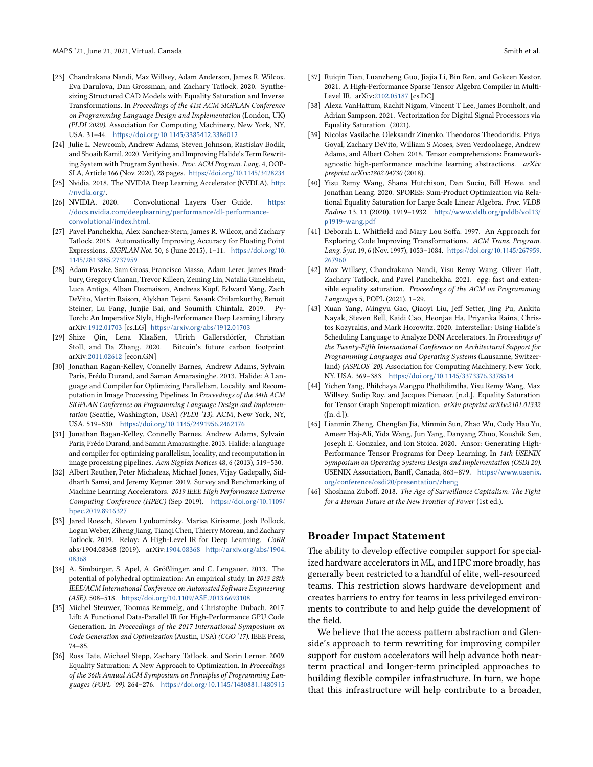[23] Chandrakana Nandi, Max Willsey, Adam Anderson, James R. Wilcox, Eva Darulova, Dan Grossman, and Zachary Tatlock. 2020. Synthesizing Structured CAD Models with Equality Saturation and Inverse Transformations. In *Proceedings of the 41st ACM SIGPLAN Conference on Programming Language Design and Implementation* (London, UK) *(PLDI 2020)*. Association for Computing Machinery, New York, NY, USA, 31–44. https://doi.org/10.1145/3385412.3386012

[24] Julie L. Newcomb, Andrew Adams, Steven Johnson, Rastislav Bodik, and Shoaib Kamil. 2020. Verifying and Improving Halide's Term Rewriting System with Program Synthesis. *Proc. ACM Program. Lang.* 4, OOPSLA, Article 166 (Nov. 2020), 28 pages. https://doi.org/10.1145/3428234

[25] Nvidia. 2018. The NVIDIA Deep Learning Accelerator (NVDLA). http://nvdla.org/.

[26] NVIDIA. 2020. Convolutional Layers User Guide. https://docs.nvidia.com/deeplearning/performance/dl-performance-convolutional/index.html.

[27] Pavel Panchekha, Alex Sanchez-Stern, James R. Wilcox, and Zachary Tatlock. 2015. Automatically Improving Accuracy for Floating Point Expressions. *SIGPLAN Not.* 50, 6 (June 2015), 1–11. https://doi.org/10.1145/2813885.2737959

[28] Adam Paszke, Sam Gross, Francisco Massa, Adam Lerer, James Bradbury, Gregory Chanan, Trevor Killeen, Zeming Lin, Natalia Gimelshein, Luca Antiga, Alban Desmaison, Andreas Köpf, Edward Yang, Zach DeVito, Martin Raison, Alykhan Tejani, Sasank Chilamkurthy, Benoit Steiner, Lu Fang, Junjie Bai, and Soumith Chintala. 2019. PyTorch: An Imperative Style, High-Performance Deep Learning Library. arXiv:1912.01703 [cs.LG] https://arxiv.org/abs/1912.01703

[29] Shize Qin, Lena Klaaßen, Ulrich Gallersdörfer, Christian Stoll, and Da Zhang. 2020. Bitcoin's future carbon footprint. arXiv:2011.02612 [econ.GN]

[30] Jonathan Ragan-Kelley, Connelly Barnes, Andrew Adams, Sylvain Paris, Frédo Durand, and Saman Amarasinghe. 2013. Halide: A Language and Compiler for Optimizing Parallelism, Locality, and Recomputation in Image Processing Pipelines. In *Proceedings of the 34th ACM SIGPLAN Conference on Programming Language Design and Implementation* (Seattle, Washington, USA) *(PLDI '13)*. ACM, New York, NY, USA, 519–530. https://doi.org/10.1145/2491956.2462176

[31] Jonathan Ragan-Kelley, Connelly Barnes, Andrew Adams, Sylvain Paris, Frédo Durand, and Saman Amarasinghe. 2013. Halide: a language and compiler for optimizing parallelism, locality, and recomputation in image processing pipelines. *Acm Sigplan Notices* 48, 6 (2013), 519–530.

[32] Albert Reuther, Peter Michaleas, Michael Jones, Vijay Gadepally, Siddharth Samsi, and Jeremy Kepner. 2019. Survey and Benchmarking of Machine Learning Accelerators. *2019 IEEE High Performance Extreme Computing Conference (HPEC)* (Sep 2019). https://doi.org/10.1109/hpec.2019.8916327

[33] Jared Roesch, Steven Lyubomirsky, Marisa Kirisame, Josh Pollock, Logan Weber, Ziheng Jiang, Tianqi Chen, Thierry Moreau, and Zachary Tatlock. 2019. Relay: A High-Level IR for Deep Learning. *CoRR* abs/1904.08368 (2019). arXiv:1904.08368 http://arxiv.org/abs/1904.08368

[34] A. Simbürger, S. Apel, A. Größlinger, and C. Lengauer. 2013. The potential of polyhedral optimization: An empirical study. In *2013 28th IEEE/ACM International Conference on Automated Software Engineering (ASE)*. 508–518. https://doi.org/10.1109/ASE.2013.6693108

[35] Michel Steuwer, Toomas Remmelg, and Christophe Dubach. 2017. Lift: A Functional Data-Parallel IR for High-Performance GPU Code Generation. In *Proceedings of the 2017 International Symposium on Code Generation and Optimization* (Austin, USA) *(CGO '17)*. IEEE Press, 74–85.

[36] Ross Tate, Michael Stepp, Zachary Tatlock, and Sorin Lerner. 2009. Equality Saturation: A New Approach to Optimization. In *Proceedings of the 36th Annual ACM Symposium on Principles of Programming Languages (POPL '09)*. 264–276. https://doi.org/10.1145/1480881.1480915

[37] Ruiqin Tian, Luanzheng Guo, Jiajia Li, Bin Ren, and Gokcen Kestor. 2021. A High-Performance Sparse Tensor Algebra Compiler in Multi-Level IR. arXiv:2102.05187 [cs.DC]

[38] Alexa VanHattum, Rachit Nigam, Vincent T Lee, James Bornholt, and Adrian Sampson. 2021. Vectorization for Digital Signal Processors via Equality Saturation. (2021).

[39] Nicolas Vasilache, Oleksandr Zinenko, Theodoros Theodoridis, Priya Goyal, Zachary DeVito, William S Moses, Sven Verdoolaege, Andrew Adams, and Albert Cohen. 2018. Tensor comprehensions: Framework-agnostic high-performance machine learning abstractions. *arXiv preprint arXiv:1802.04730* (2018).

[40] Yisu Remy Wang, Shana Hutchison, Dan Suciu, Bill Howe, and Jonathan Leang. 2020. SPORES: Sum-Product Optimization via Relational Equality Saturation for Large Scale Linear Algebra. *Proc. VLDB Endow.* 13, 11 (2020), 1919–1932. http://www.vldb.org/pvldb/vol13/p1919-wang.pdf

[41] Deborah L. Whitfield and Mary Lou Soffa. 1997. An Approach for Exploring Code Improving Transformations. *ACM Trans. Program. Lang. Syst.* 19, 6 (Nov. 1997), 1053–1084. https://doi.org/10.1145/267959.267960

[42] Max Willsey, Chandrakana Nandi, Yisu Remy Wang, Oliver Flatt, Zachary Tatlock, and Pavel Panchekha. 2021. egg: fast and extensible equality saturation. *Proceedings of the ACM on Programming Languages* 5, POPL (2021), 1–29.

[43] Xuan Yang, Mingyu Gao, Qiaoyi Liu, Jeff Setter, Jing Pu, Ankita Nayak, Steven Bell, Kaidi Cao, Heonjae Ha, Priyanka Raina, Christos Kozyrakis, and Mark Horowitz. 2020. Interstellar: Using Halide's Scheduling Language to Analyze DNN Accelerators. In *Proceedings of the Twenty-Fifth International Conference on Architectural Support for Programming Languages and Operating Systems* (Lausanne, Switzerland) *(ASPLOS '20)*. Association for Computing Machinery, New York, NY, USA, 369–383. https://doi.org/10.1145/3373376.3378514

[44] Yichen Yang, Phitchaya Mangpo Phothilimtha, Yisu Remy Wang, Max Willsey, Sudip Roy, and Jacques Pienaar. [n.d.]. Equality Saturation for Tensor Graph Superoptimization. *arXiv preprint arXiv:2101.01332* ([n. d.]).

[45] Lianmin Zheng, Chengfan Jia, Minmin Sun, Zhao Wu, Cody Hao Yu, Ameer Haj-Ali, Yida Wang, Jun Yang, Danyang Zhuo, Koushik Sen, Joseph E. Gonzalez, and Ion Stoica. 2020. Ansor: Generating High-Performance Tensor Programs for Deep Learning. In *14th USENIX Symposium on Operating Systems Design and Implementation (OSDI 20)*. USENIX Association, Banff, Canada, 863–879. https://www.usenix.org/conference/osdi20/presentation/zheng

[46] Shoshana Zuboff. 2018. *The Age of Surveillance Capitalism: The Fight for a Human Future at the New Frontier of Power* (1st ed.).

## Broader Impact Statement

The ability to develop effective compiler support for specialized hardware accelerators in ML, and HPC more broadly, has generally been restricted to a handful of elite, well-resourced teams. This restriction slows hardware development and creates barriers to entry for teams in less privileged environments to contribute to and help guide the development of the field.

We believe that the access pattern abstraction and Glenside's approach to term rewriting for improving compiler support for custom accelerators will help advance both near-term practical and longer-term principled approaches to building flexible compiler infrastructure. In turn, we hope that this infrastructure will help contribute to a broader,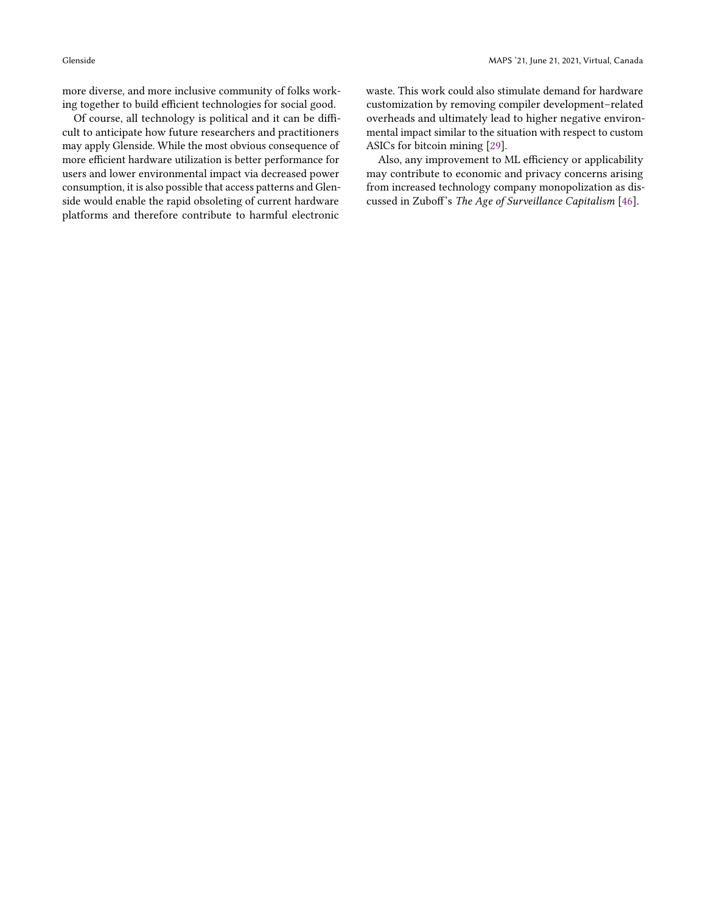more diverse, and more inclusive community of folks working together to build efficient technologies for social good.

Of course, all technology is political and it can be difficult to anticipate how future researchers and practitioners may apply Glenside. While the most obvious consequence of more efficient hardware utilization is better performance for users and lower environmental impact via decreased power consumption, it is also possible that access patterns and Glenside would enable the rapid obsoleting of current hardware platforms and therefore contribute to harmful electronic waste. This work could also stimulate demand for hardware customization by removing compiler development–related overheads and ultimately lead to higher negative environmental impact similar to the situation with respect to custom ASICs for bitcoin mining [29].

Also, any improvement to ML efficiency or applicability may contribute to economic and privacy concerns arising from increased technology company monopolization as discussed in Zuboff's *The Age of Surveillance Capitalism* [46].